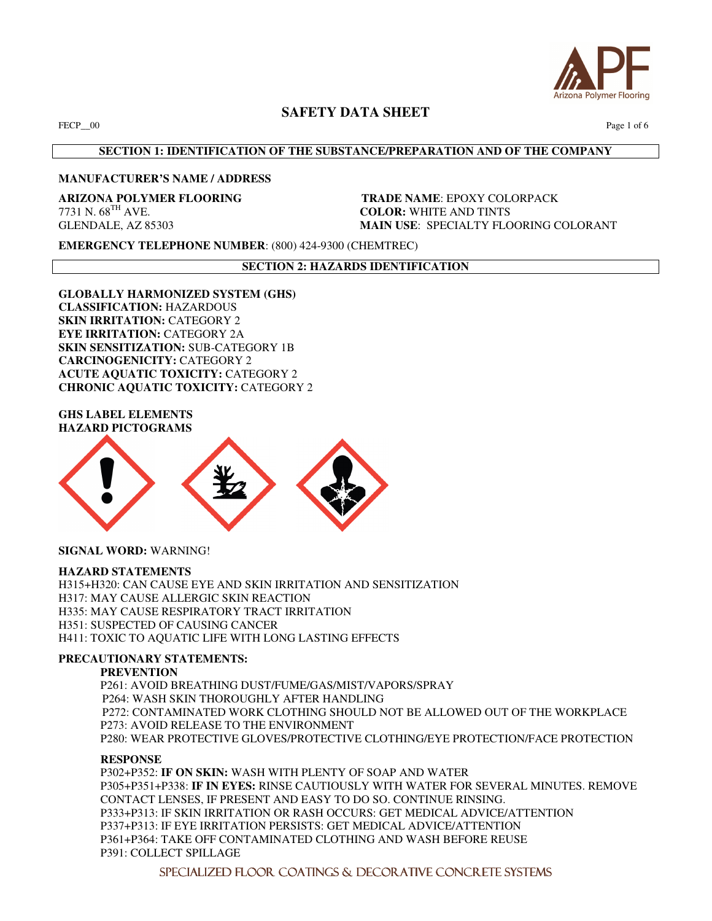# SAFETY DATA SHEET

FECP__00

## SECTION 1: IDENTIFICATION OF THE SUBSTANCE/PREPARATION AND OF THE COMPANY

**MANUFACTURER'S NAME / ADDRESS**

**ARIZONA POLYMER FLOORING**
7731 N. 68$^{TH}$ AVE.
GLENDALE, AZ 85303

**TRADE NAME**: EPOXY COLORPACK
**COLOR:** WHITE AND TINTS
**MAIN USE**: SPECIALTY FLOORING COLORANT

**EMERGENCY TELEPHONE NUMBER**: (800) 424-9300 (CHEMTREC)

## SECTION 2: HAZARDS IDENTIFICATION

**GLOBALLY HARMONIZED SYSTEM (GHS)**
**CLASSIFICATION:** HAZARDOUS
**SKIN IRRITATION:** CATEGORY 2
**EYE IRRITATION:** CATEGORY 2A
**SKIN SENSITIZATION:** SUB-CATEGORY 1B
**CARCINOGENICITY:** CATEGORY 2
**ACUTE AQUATIC TOXICITY:** CATEGORY 2
**CHRONIC AQUATIC TOXICITY:** CATEGORY 2

**GHS LABEL ELEMENTS**
**HAZARD PICTOGRAMS**

**SIGNAL WORD:** WARNING!

**HAZARD STATEMENTS**
H315+H320: CAN CAUSE EYE AND SKIN IRRITATION AND SENSITIZATION
H317: MAY CAUSE ALLERGIC SKIN REACTION
H335: MAY CAUSE RESPIRATORY TRACT IRRITATION
H351: SUSPECTED OF CAUSING CANCER
H411: TOXIC TO AQUATIC LIFE WITH LONG LASTING EFFECTS

**PRECAUTIONARY STATEMENTS:**

**PREVENTION**
P261: AVOID BREATHING DUST/FUME/GAS/MIST/VAPORS/SPRAY
P264: WASH SKIN THOROUGHLY AFTER HANDLING
P272: CONTAMINATED WORK CLOTHING SHOULD NOT BE ALLOWED OUT OF THE WORKPLACE
P273: AVOID RELEASE TO THE ENVIRONMENT
P280: WEAR PROTECTIVE GLOVES/PROTECTIVE CLOTHING/EYE PROTECTION/FACE PROTECTION

**RESPONSE**
P302+P352: **IF ON SKIN:** WASH WITH PLENTY OF SOAP AND WATER
P305+P351+P338: **IF IN EYES:** RINSE CAUTIOUSLY WITH WATER FOR SEVERAL MINUTES. REMOVE CONTACT LENSES, IF PRESENT AND EASY TO DO SO. CONTINUE RINSING.
P333+P313: IF SKIN IRRITATION OR RASH OCCURS: GET MEDICAL ADVICE/ATTENTION
P337+P313: IF EYE IRRITATION PERSISTS: GET MEDICAL ADVICE/ATTENTION
P361+P364: TAKE OFF CONTAMINATED CLOTHING AND WASH BEFORE REUSE
P391: COLLECT SPILLAGE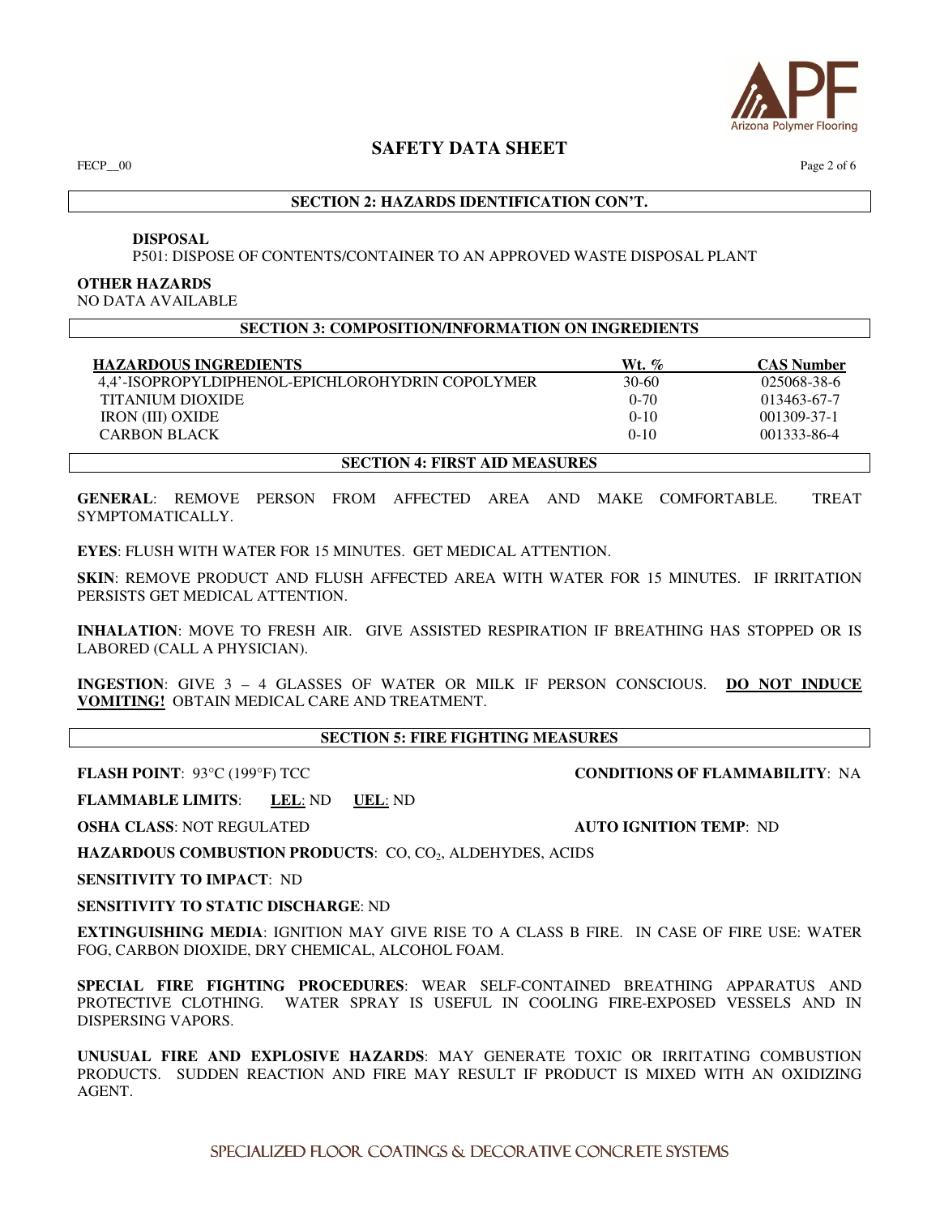## SECTION 2: HAZARDS IDENTIFICATION CON'T.

**DISPOSAL**

P501: DISPOSE OF CONTENTS/CONTAINER TO AN APPROVED WASTE DISPOSAL PLANT

**OTHER HAZARDS**

NO DATA AVAILABLE

## SECTION 3: COMPOSITION/INFORMATION ON INGREDIENTS

| HAZARDOUS INGREDIENTS | Wt. % | CAS Number |
|---|---|---|
| 4,4'-ISOPROPYLDIPHENOL-EPICHLOROHYDRIN COPOLYMER | 30-60 | 025068-38-6 |
| TITANIUM DIOXIDE | 0-70 | 013463-67-7 |
| IRON (III) OXIDE | 0-10 | 001309-37-1 |
| CARBON BLACK | 0-10 | 001333-86-4 |

## SECTION 4: FIRST AID MEASURES

**GENERAL**: REMOVE PERSON FROM AFFECTED AREA AND MAKE COMFORTABLE. TREAT SYMPTOMATICALLY.

**EYES**: FLUSH WITH WATER FOR 15 MINUTES. GET MEDICAL ATTENTION.

**SKIN**: REMOVE PRODUCT AND FLUSH AFFECTED AREA WITH WATER FOR 15 MINUTES. IF IRRITATION PERSISTS GET MEDICAL ATTENTION.

**INHALATION**: MOVE TO FRESH AIR. GIVE ASSISTED RESPIRATION IF BREATHING HAS STOPPED OR IS LABORED (CALL A PHYSICIAN).

**INGESTION**: GIVE 3 – 4 GLASSES OF WATER OR MILK IF PERSON CONSCIOUS. **DO NOT INDUCE VOMITING!** OBTAIN MEDICAL CARE AND TREATMENT.

## SECTION 5: FIRE FIGHTING MEASURES

**FLASH POINT**: 93°C (199°F) TCC

**CONDITIONS OF FLAMMABILITY**: NA

**FLAMMABLE LIMITS**: **LEL**: ND **UEL**: ND

**OSHA CLASS**: NOT REGULATED

**AUTO IGNITION TEMP**: ND

**HAZARDOUS COMBUSTION PRODUCTS**: CO, $CO_2$, ALDEHYDES, ACIDS

**SENSITIVITY TO IMPACT**: ND

**SENSITIVITY TO STATIC DISCHARGE**: ND

**EXTINGUISHING MEDIA**: IGNITION MAY GIVE RISE TO A CLASS B FIRE. IN CASE OF FIRE USE: WATER FOG, CARBON DIOXIDE, DRY CHEMICAL, ALCOHOL FOAM.

**SPECIAL FIRE FIGHTING PROCEDURES**: WEAR SELF-CONTAINED BREATHING APPARATUS AND PROTECTIVE CLOTHING. WATER SPRAY IS USEFUL IN COOLING FIRE-EXPOSED VESSELS AND IN DISPERSING VAPORS.

**UNUSUAL FIRE AND EXPLOSIVE HAZARDS**: MAY GENERATE TOXIC OR IRRITATING COMBUSTION PRODUCTS. SUDDEN REACTION AND FIRE MAY RESULT IF PRODUCT IS MIXED WITH AN OXIDIZING AGENT.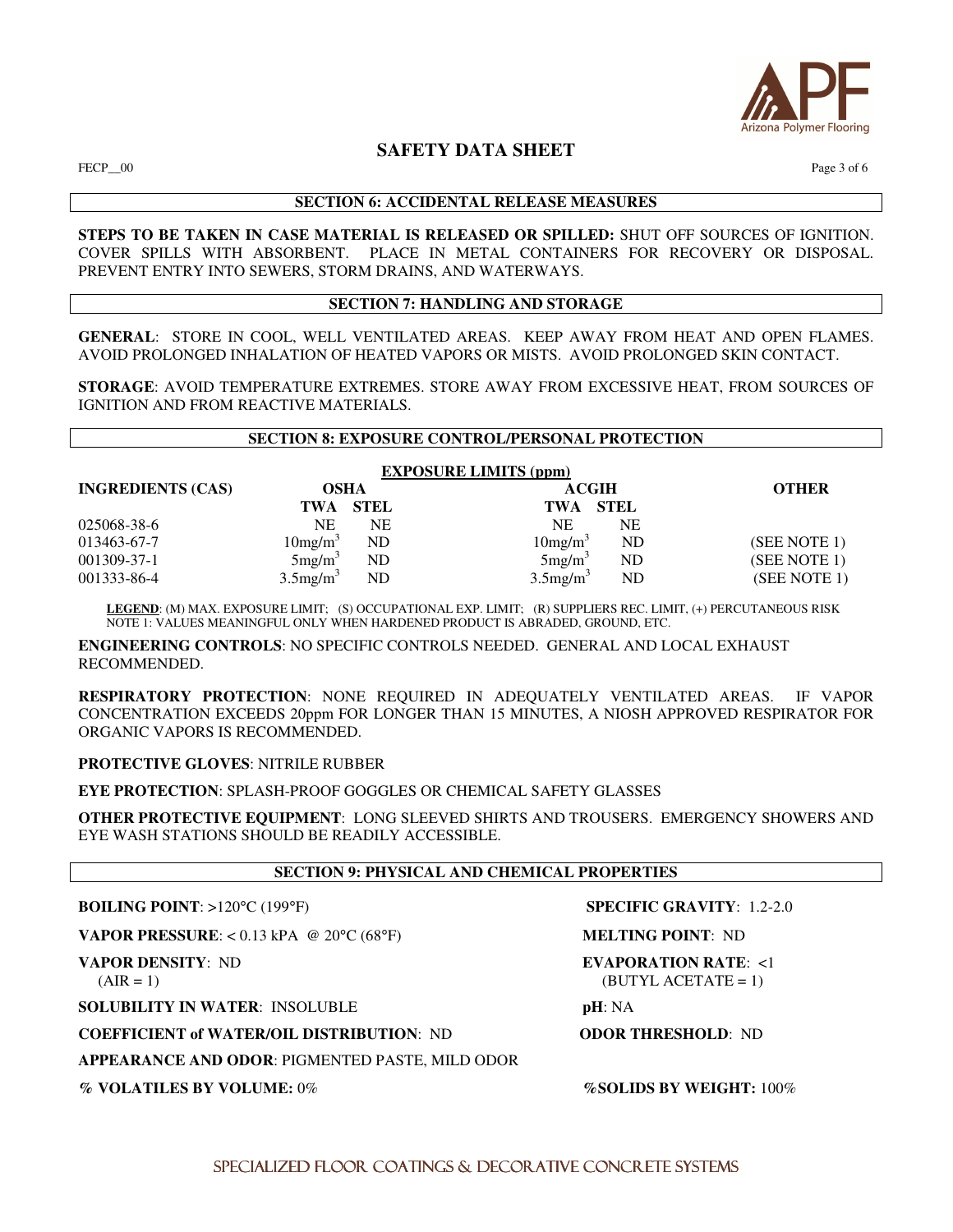## SECTION 6: ACCIDENTAL RELEASE MEASURES

**STEPS TO BE TAKEN IN CASE MATERIAL IS RELEASED OR SPILLED:** SHUT OFF SOURCES OF IGNITION. COVER SPILLS WITH ABSORBENT. PLACE IN METAL CONTAINERS FOR RECOVERY OR DISPOSAL. PREVENT ENTRY INTO SEWERS, STORM DRAINS, AND WATERWAYS.

## SECTION 7: HANDLING AND STORAGE

**GENERAL**: STORE IN COOL, WELL VENTILATED AREAS. KEEP AWAY FROM HEAT AND OPEN FLAMES. AVOID PROLONGED INHALATION OF HEATED VAPORS OR MISTS. AVOID PROLONGED SKIN CONTACT.

**STORAGE**: AVOID TEMPERATURE EXTREMES. STORE AWAY FROM EXCESSIVE HEAT, FROM SOURCES OF IGNITION AND FROM REACTIVE MATERIALS.

## SECTION 8: EXPOSURE CONTROL/PERSONAL PROTECTION

**EXPOSURE LIMITS (ppm)**

| INGREDIENTS (CAS) | OSHA | | ACGIH | | OTHER |
|---|---|---|---|---|---|
| | TWA | STEL | TWA | STEL | |
| 025068-38-6 | NE | NE | NE | NE | |
| 013463-67-7 | $10mg/m^3$ | ND | $10mg/m^3$ | ND | (SEE NOTE 1) |
| 001309-37-1 | $5mg/m^3$ | ND | $5mg/m^3$ | ND | (SEE NOTE 1) |
| 001333-86-4 | $3.5mg/m^3$ | ND | $3.5mg/m^3$ | ND | (SEE NOTE 1) |

**LEGEND**: (M) MAX. EXPOSURE LIMIT; (S) OCCUPATIONAL EXP. LIMIT; (R) SUPPLIERS REC. LIMIT, (+) PERCUTANEOUS RISK
NOTE 1: VALUES MEANINGFUL ONLY WHEN HARDENED PRODUCT IS ABRADED, GROUND, ETC.

**ENGINEERING CONTROLS**: NO SPECIFIC CONTROLS NEEDED. GENERAL AND LOCAL EXHAUST RECOMMENDED.

**RESPIRATORY PROTECTION**: NONE REQUIRED IN ADEQUATELY VENTILATED AREAS. IF VAPOR CONCENTRATION EXCEEDS 20ppm FOR LONGER THAN 15 MINUTES, A NIOSH APPROVED RESPIRATOR FOR ORGANIC VAPORS IS RECOMMENDED.

**PROTECTIVE GLOVES**: NITRILE RUBBER

**EYE PROTECTION**: SPLASH-PROOF GOGGLES OR CHEMICAL SAFETY GLASSES

**OTHER PROTECTIVE EQUIPMENT**: LONG SLEEVED SHIRTS AND TROUSERS. EMERGENCY SHOWERS AND EYE WASH STATIONS SHOULD BE READILY ACCESSIBLE.

## SECTION 9: PHYSICAL AND CHEMICAL PROPERTIES

**BOILING POINT**: >120°C (199°F)

**SPECIFIC GRAVITY**: 1.2-2.0

**VAPOR PRESSURE**: < 0.13 kPA @ 20°C (68°F)

**MELTING POINT**: ND

**VAPOR DENSITY**: ND (AIR = 1)

**EVAPORATION RATE**: <1 (BUTYL ACETATE = 1)

**SOLUBILITY IN WATER**: INSOLUBLE

**pH**: NA

**COEFFICIENT of WATER/OIL DISTRIBUTION**: ND

**ODOR THRESHOLD**: ND

**APPEARANCE AND ODOR**: PIGMENTED PASTE, MILD ODOR

**% VOLATILES BY VOLUME:** 0%

**%SOLIDS BY WEIGHT:** 100%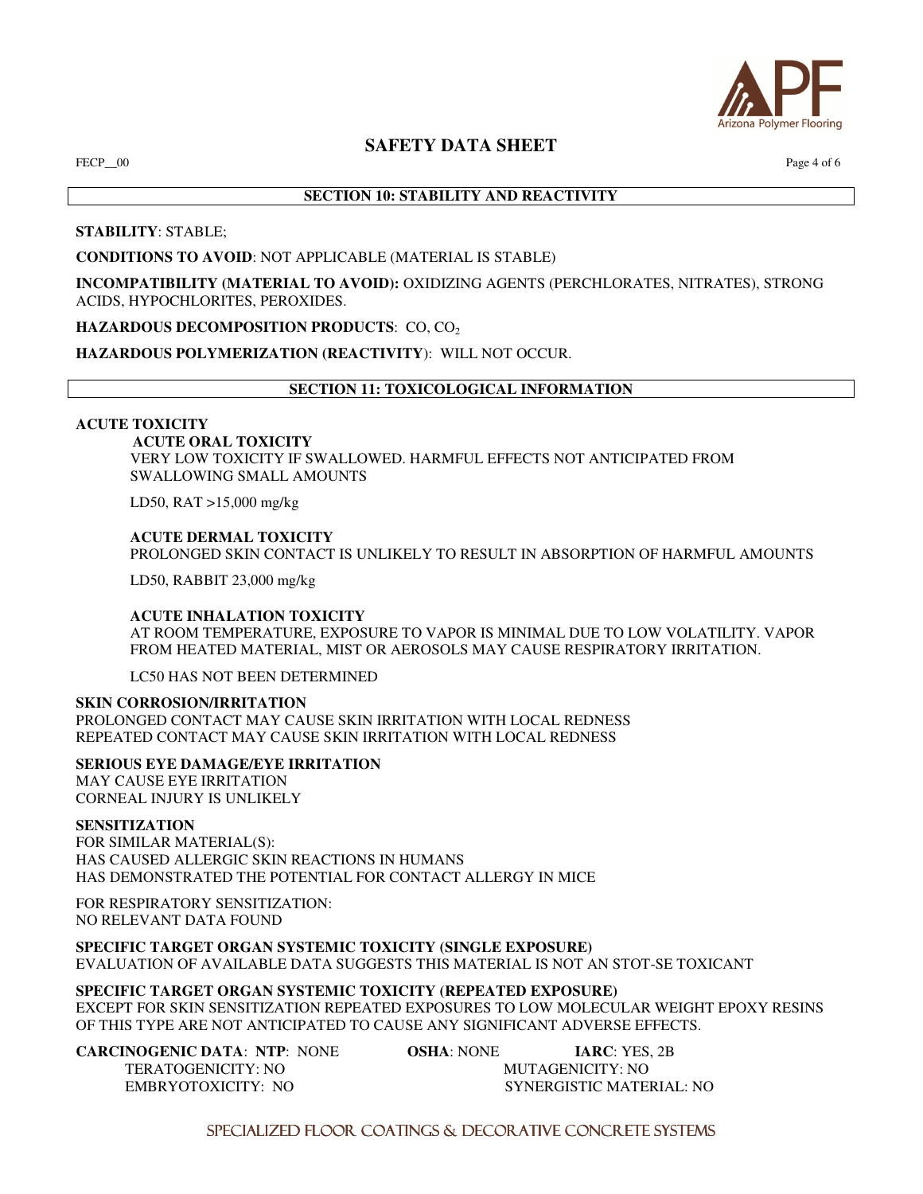## SECTION 10: STABILITY AND REACTIVITY

**STABILITY**: STABLE;

**CONDITIONS TO AVOID**: NOT APPLICABLE (MATERIAL IS STABLE)

**INCOMPATIBILITY (MATERIAL TO AVOID):** OXIDIZING AGENTS (PERCHLORATES, NITRATES), STRONG ACIDS, HYPOCHLORITES, PEROXIDES.

**HAZARDOUS DECOMPOSITION PRODUCTS**: CO, $CO_2$

**HAZARDOUS POLYMERIZATION (REACTIVITY)**: WILL NOT OCCUR.

## SECTION 11: TOXICOLOGICAL INFORMATION

**ACUTE TOXICITY**

**ACUTE ORAL TOXICITY**
VERY LOW TOXICITY IF SWALLOWED. HARMFUL EFFECTS NOT ANTICIPATED FROM SWALLOWING SMALL AMOUNTS

LD50, RAT >15,000 mg/kg

**ACUTE DERMAL TOXICITY**
PROLONGED SKIN CONTACT IS UNLIKELY TO RESULT IN ABSORPTION OF HARMFUL AMOUNTS

LD50, RABBIT 23,000 mg/kg

**ACUTE INHALATION TOXICITY**
AT ROOM TEMPERATURE, EXPOSURE TO VAPOR IS MINIMAL DUE TO LOW VOLATILITY. VAPOR FROM HEATED MATERIAL, MIST OR AEROSOLS MAY CAUSE RESPIRATORY IRRITATION.

LC50 HAS NOT BEEN DETERMINED

**SKIN CORROSION/IRRITATION**
PROLONGED CONTACT MAY CAUSE SKIN IRRITATION WITH LOCAL REDNESS
REPEATED CONTACT MAY CAUSE SKIN IRRITATION WITH LOCAL REDNESS

**SERIOUS EYE DAMAGE/EYE IRRITATION**
MAY CAUSE EYE IRRITATION
CORNEAL INJURY IS UNLIKELY

**SENSITIZATION**
FOR SIMILAR MATERIAL(S):
HAS CAUSED ALLERGIC SKIN REACTIONS IN HUMANS
HAS DEMONSTRATED THE POTENTIAL FOR CONTACT ALLERGY IN MICE

FOR RESPIRATORY SENSITIZATION:
NO RELEVANT DATA FOUND

**SPECIFIC TARGET ORGAN SYSTEMIC TOXICITY (SINGLE EXPOSURE)**
EVALUATION OF AVAILABLE DATA SUGGESTS THIS MATERIAL IS NOT AN STOT-SE TOXICANT

**SPECIFIC TARGET ORGAN SYSTEMIC TOXICITY (REPEATED EXPOSURE)**
EXCEPT FOR SKIN SENSITIZATION REPEATED EXPOSURES TO LOW MOLECULAR WEIGHT EPOXY RESINS OF THIS TYPE ARE NOT ANTICIPATED TO CAUSE ANY SIGNIFICANT ADVERSE EFFECTS.

**CARCINOGENIC DATA**: **NTP**: NONE **OSHA**: NONE **IARC**: YES, 2B

TERATOGENICITY: NO
MUTAGENICITY: NO
EMBRYOTOXICITY: NO
SYNERGISTIC MATERIAL: NO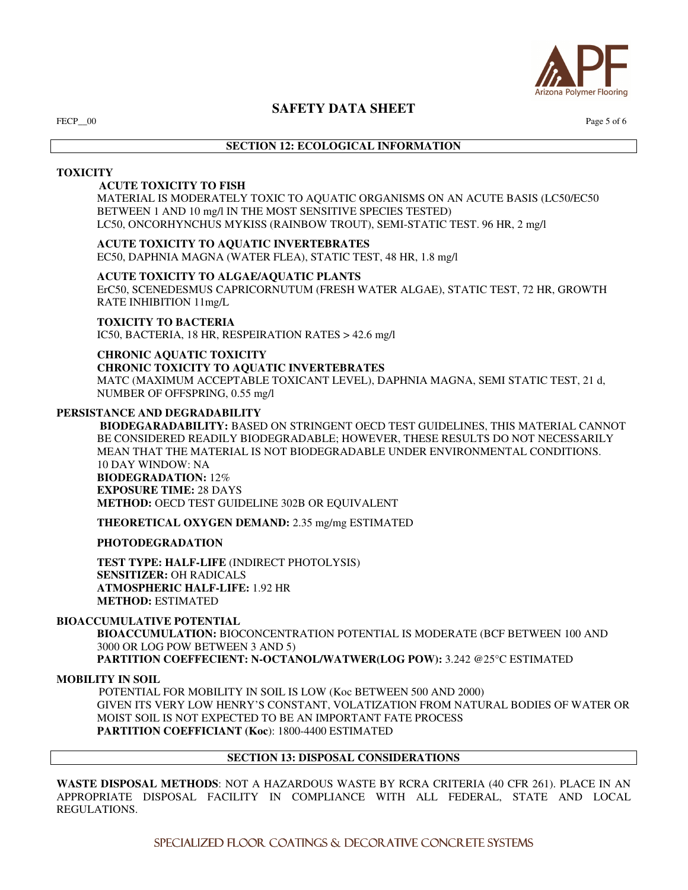## SECTION 12: ECOLOGICAL INFORMATION

**TOXICITY**

**ACUTE TOXICITY TO FISH**
MATERIAL IS MODERATELY TOXIC TO AQUATIC ORGANISMS ON AN ACUTE BASIS (LC50/EC50 BETWEEN 1 AND 10 mg/l IN THE MOST SENSITIVE SPECIES TESTED)
LC50, ONCORHYNCHUS MYKISS (RAINBOW TROUT), SEMI-STATIC TEST. 96 HR, 2 mg/l

**ACUTE TOXICITY TO AQUATIC INVERTEBRATES**
EC50, DAPHNIA MAGNA (WATER FLEA), STATIC TEST, 48 HR, 1.8 mg/l

**ACUTE TOXICITY TO ALGAE/AQUATIC PLANTS**
ErC50, SCENEDESMUS CAPRICORNUTUM (FRESH WATER ALGAE), STATIC TEST, 72 HR, GROWTH RATE INHIBITION 11mg/L

**TOXICITY TO BACTERIA**
IC50, BACTERIA, 18 HR, RESPEIRATION RATES > 42.6 mg/l

**CHRONIC AQUATIC TOXICITY**
**CHRONIC TOXICITY TO AQUATIC INVERTEBRATES**
MATC (MAXIMUM ACCEPTABLE TOXICANT LEVEL), DAPHNIA MAGNA, SEMI STATIC TEST, 21 d, NUMBER OF OFFSPRING, 0.55 mg/l

**PERSISTANCE AND DEGRADABILITY**

**BIODEGARADABILITY:** BASED ON STRINGENT OECD TEST GUIDELINES, THIS MATERIAL CANNOT BE CONSIDERED READILY BIODEGRADABLE; HOWEVER, THESE RESULTS DO NOT NECESSARILY MEAN THAT THE MATERIAL IS NOT BIODEGRADABLE UNDER ENVIRONMENTAL CONDITIONS.
10 DAY WINDOW: NA
**BIODEGRADATION:** 12%
**EXPOSURE TIME:** 28 DAYS
**METHOD:** OECD TEST GUIDELINE 302B OR EQUIVALENT

**THEORETICAL OXYGEN DEMAND:** 2.35 mg/mg ESTIMATED

**PHOTODEGRADATION**

**TEST TYPE: HALF-LIFE** (INDIRECT PHOTOLYSIS)
**SENSITIZER:** OH RADICALS
**ATMOSPHERIC HALF-LIFE:** 1.92 HR
**METHOD:** ESTIMATED

**BIOACCUMULATIVE POTENTIAL**

**BIOACCUMULATION:** BIOCONCENTRATION POTENTIAL IS MODERATE (BCF BETWEEN 100 AND 3000 OR LOG POW BETWEEN 3 AND 5)
**PARTITION COEFFECIENT: N-OCTANOL/WATWER(LOG POW):** 3.242 @25°C ESTIMATED

**MOBILITY IN SOIL**

POTENTIAL FOR MOBILITY IN SOIL IS LOW (Koc BETWEEN 500 AND 2000)
GIVEN ITS VERY LOW HENRY'S CONSTANT, VOLATIZATION FROM NATURAL BODIES OF WATER OR MOIST SOIL IS NOT EXPECTED TO BE AN IMPORTANT FATE PROCESS
**PARTITION COEFFICIANT (Koc**): 1800-4400 ESTIMATED

## SECTION 13: DISPOSAL CONSIDERATIONS

**WASTE DISPOSAL METHODS**: NOT A HAZARDOUS WASTE BY RCRA CRITERIA (40 CFR 261). PLACE IN AN APPROPRIATE DISPOSAL FACILITY IN COMPLIANCE WITH ALL FEDERAL, STATE AND LOCAL REGULATIONS.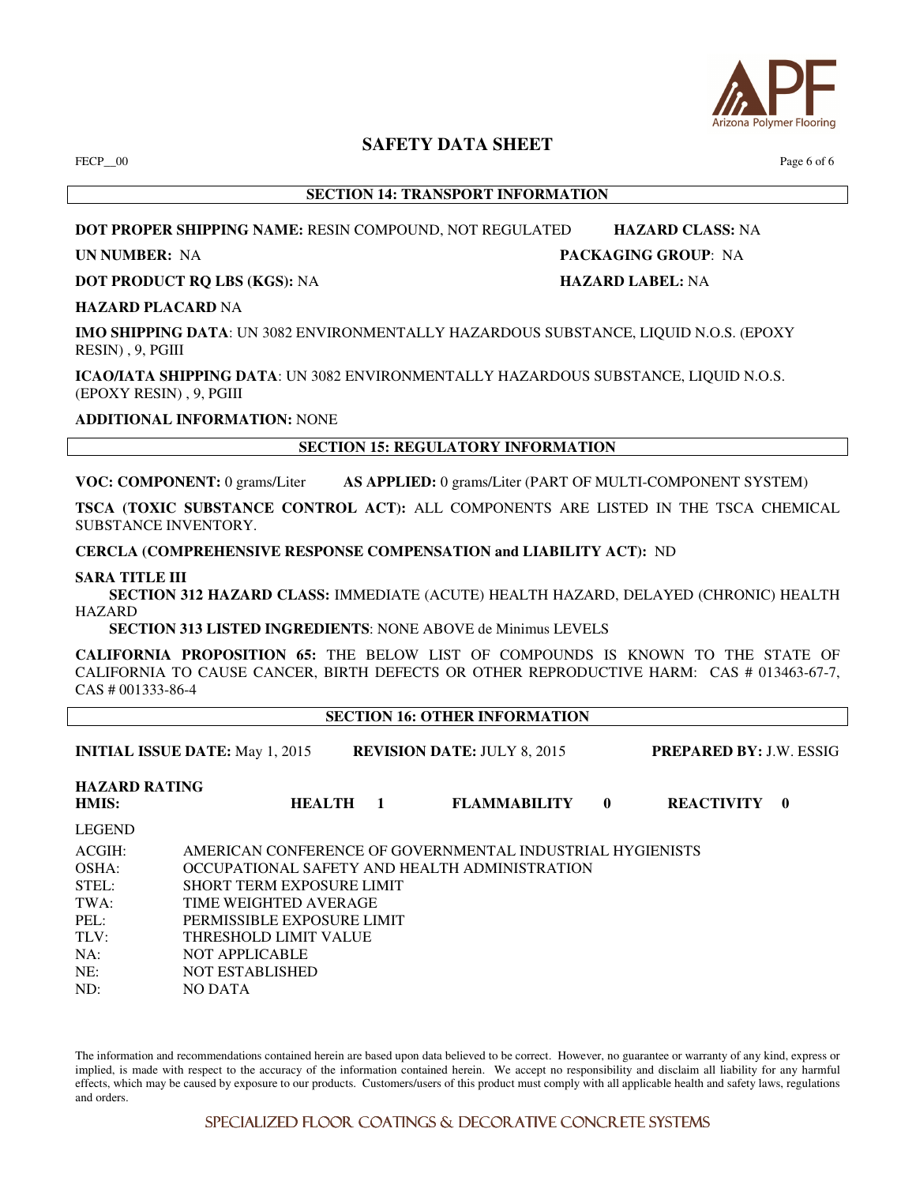## SECTION 14: TRANSPORT INFORMATION

**DOT PROPER SHIPPING NAME:** RESIN COMPOUND, NOT REGULATED **HAZARD CLASS:** NA

**UN NUMBER:** NA **PACKAGING GROUP**: NA

**DOT PRODUCT RQ LBS (KGS):** NA **HAZARD LABEL:** NA

**HAZARD PLACARD** NA

**IMO SHIPPING DATA**: UN 3082 ENVIRONMENTALLY HAZARDOUS SUBSTANCE, LIQUID N.O.S. (EPOXY RESIN) , 9, PGIII

**ICAO/IATA SHIPPING DATA**: UN 3082 ENVIRONMENTALLY HAZARDOUS SUBSTANCE, LIQUID N.O.S. (EPOXY RESIN) , 9, PGIII

**ADDITIONAL INFORMATION:** NONE

## SECTION 15: REGULATORY INFORMATION

**VOC: COMPONENT:** 0 grams/Liter **AS APPLIED:** 0 grams/Liter (PART OF MULTI-COMPONENT SYSTEM)

**TSCA (TOXIC SUBSTANCE CONTROL ACT):** ALL COMPONENTS ARE LISTED IN THE TSCA CHEMICAL SUBSTANCE INVENTORY.

**CERCLA (COMPREHENSIVE RESPONSE COMPENSATION and LIABILITY ACT):** ND

**SARA TITLE III**

**SECTION 312 HAZARD CLASS:** IMMEDIATE (ACUTE) HEALTH HAZARD, DELAYED (CHRONIC) HEALTH HAZARD

**SECTION 313 LISTED INGREDIENTS**: NONE ABOVE de Minimus LEVELS

**CALIFORNIA PROPOSITION 65:** THE BELOW LIST OF COMPOUNDS IS KNOWN TO THE STATE OF CALIFORNIA TO CAUSE CANCER, BIRTH DEFECTS OR OTHER REPRODUCTIVE HARM: CAS # 013463-67-7, CAS # 001333-86-4

## SECTION 16: OTHER INFORMATION

**INITIAL ISSUE DATE:** May 1, 2015 **REVISION DATE:** JULY 8, 2015 **PREPARED BY:** J.W. ESSIG

**HAZARD RATING**

**HMIS:** **HEALTH 1** **FLAMMABILITY 0** **REACTIVITY 0**

LEGEND

| | |
|---|---|
| ACGIH: | AMERICAN CONFERENCE OF GOVERNMENTAL INDUSTRIAL HYGIENISTS |
| OSHA: | OCCUPATIONAL SAFETY AND HEALTH ADMINISTRATION |
| STEL: | SHORT TERM EXPOSURE LIMIT |
| TWA: | TIME WEIGHTED AVERAGE |
| PEL: | PERMISSIBLE EXPOSURE LIMIT |
| TLV: | THRESHOLD LIMIT VALUE |
| NA: | NOT APPLICABLE |
| NE: | NOT ESTABLISHED |
| ND: | NO DATA |

The information and recommendations contained herein are based upon data believed to be correct. However, no guarantee or warranty of any kind, express or implied, is made with respect to the accuracy of the information contained herein. We accept no responsibility and disclaim all liability for any harmful effects, which may be caused by exposure to our products. Customers/users of this product must comply with all applicable health and safety laws, regulations and orders.